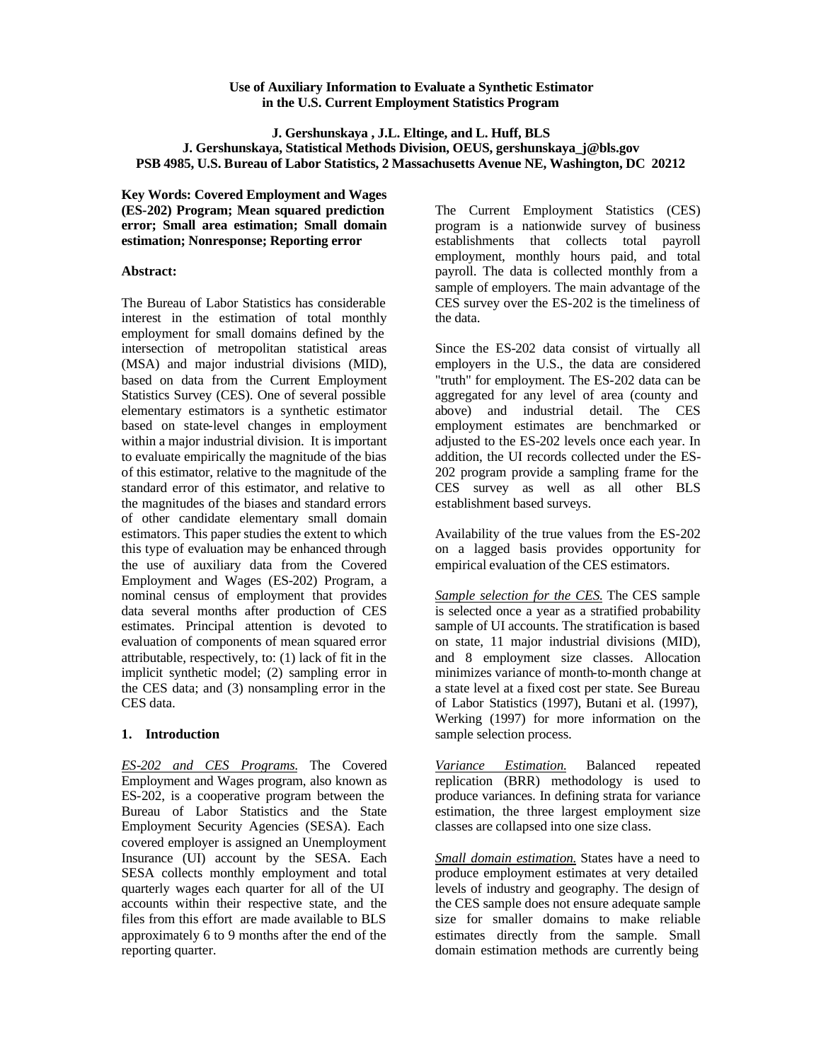# Use of Auxiliary Information to Evaluate a Synthetic Estimator in the U.S. Current Employment Statistics Program

**J. Gershunskaya , J.L. Eltinge, and L. Huff, BLS**
**J. Gershunskaya, Statistical Methods Division, OEUS, gershunskaya_j@bls.gov**
**PSB 4985, U.S. Bureau of Labor Statistics, 2 Massachusetts Avenue NE, Washington, DC 20212**

**Key Words: Covered Employment and Wages (ES-202) Program; Mean squared prediction error; Small area estimation; Small domain estimation; Nonresponse; Reporting error**

**Abstract:**

The Bureau of Labor Statistics has considerable interest in the estimation of total monthly employment for small domains defined by the intersection of metropolitan statistical areas (MSA) and major industrial divisions (MID), based on data from the Current Employment Statistics Survey (CES). One of several possible elementary estimators is a synthetic estimator based on state-level changes in employment within a major industrial division. It is important to evaluate empirically the magnitude of the bias of this estimator, relative to the magnitude of the standard error of this estimator, and relative to the magnitudes of the biases and standard errors of other candidate elementary small domain estimators. This paper studies the extent to which this type of evaluation may be enhanced through the use of auxiliary data from the Covered Employment and Wages (ES-202) Program, a nominal census of employment that provides data several months after production of CES estimates. Principal attention is devoted to evaluation of components of mean squared error attributable, respectively, to: (1) lack of fit in the implicit synthetic model; (2) sampling error in the CES data; and (3) nonsampling error in the CES data.

## 1. Introduction

*ES-202 and CES Programs.* The Covered Employment and Wages program, also known as ES-202, is a cooperative program between the Bureau of Labor Statistics and the State Employment Security Agencies (SESA). Each covered employer is assigned an Unemployment Insurance (UI) account by the SESA. Each SESA collects monthly employment and total quarterly wages each quarter for all of the UI accounts within their respective state, and the files from this effort are made available to BLS approximately 6 to 9 months after the end of the reporting quarter.

The Current Employment Statistics (CES) program is a nationwide survey of business establishments that collects total payroll employment, monthly hours paid, and total payroll. The data is collected monthly from a sample of employers. The main advantage of the CES survey over the ES-202 is the timeliness of the data.

Since the ES-202 data consist of virtually all employers in the U.S., the data are considered "truth" for employment. The ES-202 data can be aggregated for any level of area (county and above) and industrial detail. The CES employment estimates are benchmarked or adjusted to the ES-202 levels once each year. In addition, the UI records collected under the ES-202 program provide a sampling frame for the CES survey as well as all other BLS establishment based surveys.

Availability of the true values from the ES-202 on a lagged basis provides opportunity for empirical evaluation of the CES estimators.

*Sample selection for the CES.* The CES sample is selected once a year as a stratified probability sample of UI accounts. The stratification is based on state, 11 major industrial divisions (MID), and 8 employment size classes. Allocation minimizes variance of month-to-month change at a state level at a fixed cost per state. See Bureau of Labor Statistics (1997), Butani et al. (1997), Werking (1997) for more information on the sample selection process.

*Variance Estimation.* Balanced repeated replication (BRR) methodology is used to produce variances. In defining strata for variance estimation, the three largest employment size classes are collapsed into one size class.

*Small domain estimation.* States have a need to produce employment estimates at very detailed levels of industry and geography. The design of the CES sample does not ensure adequate sample size for smaller domains to make reliable estimates directly from the sample. Small domain estimation methods are currently being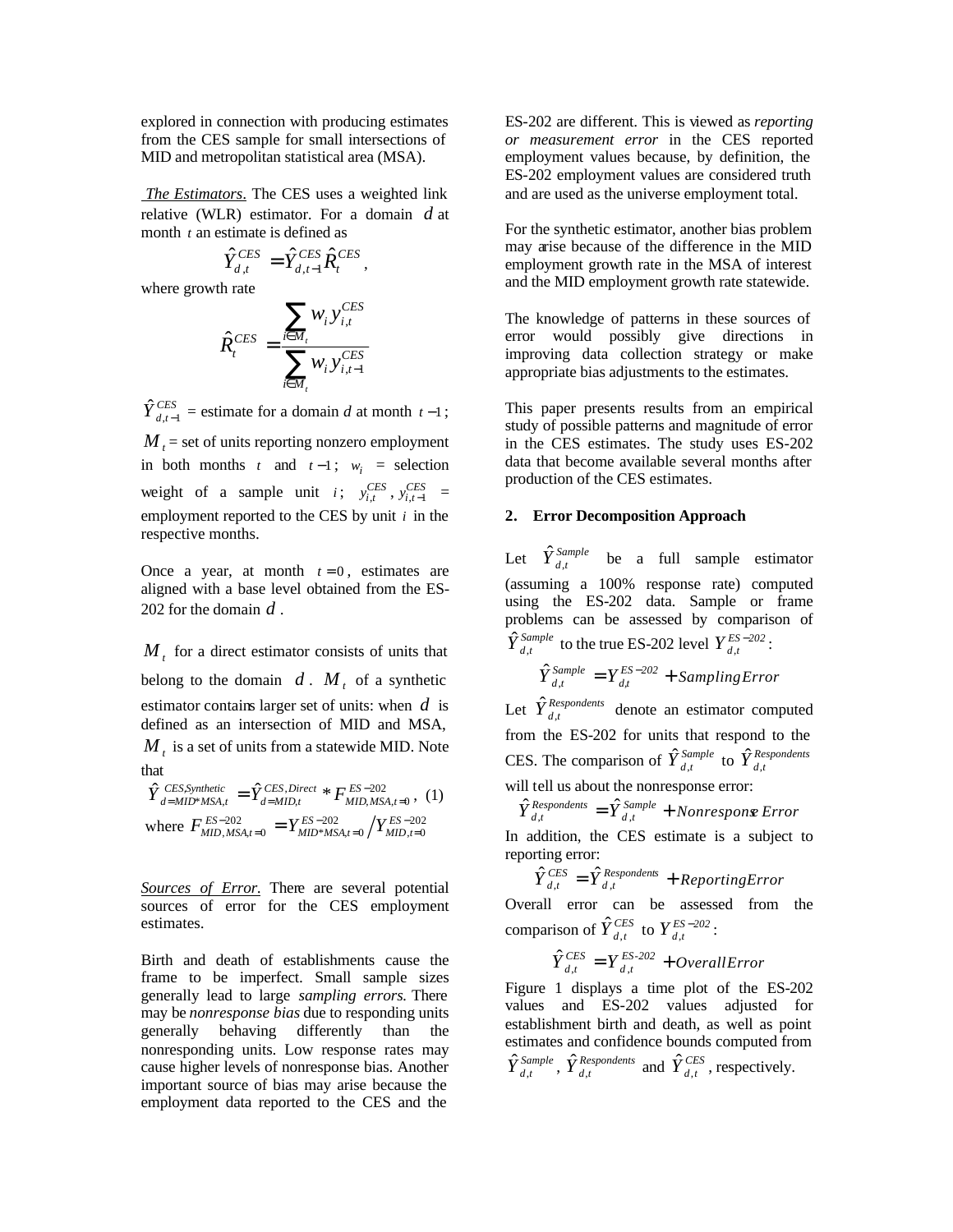explored in connection with producing estimates from the CES sample for small intersections of MID and metropolitan statistical area (MSA).

*The Estimators.* The CES uses a weighted link relative (WLR) estimator. For a domain $d$ at month $t$ an estimate is defined as

$$\hat{Y}_{d,t}^{CES} = \hat{Y}_{d,t-1}^{CES} \hat{R}_t^{CES},$$

where growth rate

$$\hat{R}_t^{CES} = \frac{\sum_{i \in M_t} w_i y_{i,t}^{CES}}{\sum_{i \in M_t} w_i y_{i,t-1}^{CES}}$$

$\hat{Y}_{d,t-1}^{CES}$ = estimate for a domain *d* at month $t-1$; $M_t$ = set of units reporting nonzero employment in both months $t$ and $t-1$; $w_i$ = selection weight of a sample unit $i$; $y_{i,t}^{CES}$, $y_{i,t-1}^{CES}$ = employment reported to the CES by unit $i$ in the respective months.

Once a year, at month $t=0$, estimates are aligned with a base level obtained from the ES-202 for the domain $d$.

$M_t$ for a direct estimator consists of units that belong to the domain $d$. $M_t$ of a synthetic estimator contains larger set of units: when $d$ is defined as an intersection of MID and MSA, $M_t$ is a set of units from a statewide MID. Note that

$$\hat{Y}_{d=MID*MSA,t}^{CES,Synthetic} = \hat{Y}_{d=MID,t}^{CES,Direct} * F_{MID,MSA,t=0}^{ES-202}, \quad (1)$$

where $F_{MID,MSA,t=0}^{ES-202} = Y_{MID*MSA,t=0}^{ES-202} / Y_{MID,t=0}^{ES-202}$

*Sources of Error.* There are several potential sources of error for the CES employment estimates.

Birth and death of establishments cause the frame to be imperfect. Small sample sizes generally lead to large *sampling errors*. There may be *nonresponse bias* due to responding units generally behaving differently than the nonresponding units. Low response rates may cause higher levels of nonresponse bias. Another important source of bias may arise because the employment data reported to the CES and the ES-202 are different. This is viewed as *reporting or measurement error* in the CES reported employment values because, by definition, the ES-202 employment values are considered truth and are used as the universe employment total.

For the synthetic estimator, another bias problem may arise because of the difference in the MID employment growth rate in the MSA of interest and the MID employment growth rate statewide.

The knowledge of patterns in these sources of error would possibly give directions in improving data collection strategy or make appropriate bias adjustments to the estimates.

This paper presents results from an empirical study of possible patterns and magnitude of error in the CES estimates. The study uses ES-202 data that become available several months after production of the CES estimates.

## 2. Error Decomposition Approach

Let $\hat{Y}_{d,t}^{Sample}$ be a full sample estimator (assuming a 100% response rate) computed using the ES-202 data. Sample or frame problems can be assessed by comparison of $\hat{Y}_{d,t}^{Sample}$ to the true ES-202 level $Y_{d,t}^{ES-202}$:

$$\hat{Y}_{d,t}^{Sample} = Y_{d,t}^{ES-202} + SamplingError$$

Let $\hat{Y}_{d,t}^{Respondents}$ denote an estimator computed from the ES-202 for units that respond to the CES. The comparison of $\hat{Y}_{d,t}^{Sample}$ to $\hat{Y}_{d,t}^{Respondents}$ will tell us about the nonresponse error:

$$\hat{Y}_{d,t}^{Respondents} = \hat{Y}_{d,t}^{Sample} + Nonresponse\ Error$$

In addition, the CES estimate is a subject to reporting error:

$$\hat{Y}_{d,t}^{CES} = \hat{Y}_{d,t}^{Respondents} + ReportingError$$

Overall error can be assessed from the comparison of $\hat{Y}_{d,t}^{CES}$ to $Y_{d,t}^{ES-202}$:

$$\hat{Y}_{d,t}^{CES} = Y_{d,t}^{ES-202} + OverallError$$

Figure 1 displays a time plot of the ES-202 values and ES-202 values adjusted for establishment birth and death, as well as point estimates and confidence bounds computed from $\hat{Y}_{d,t}^{Sample}$, $\hat{Y}_{d,t}^{Respondents}$ and $\hat{Y}_{d,t}^{CES}$, respectively.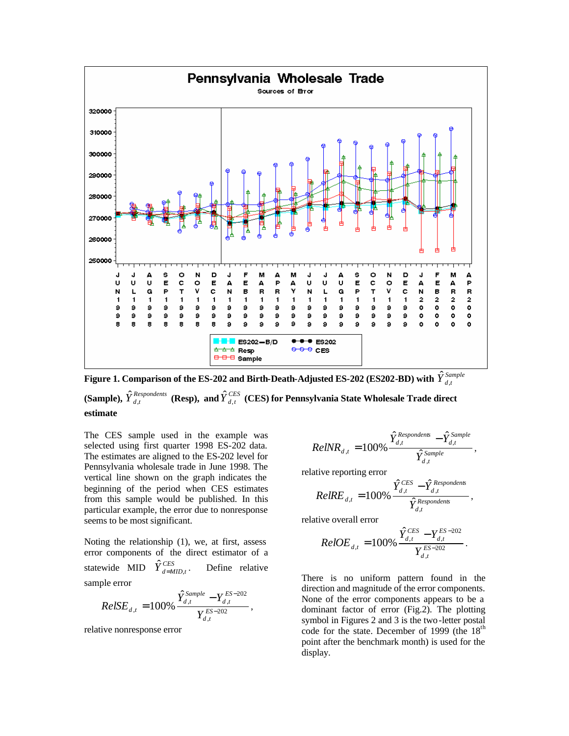**Figure 1. Comparison of the ES-202 and Birth-Death-Adjusted ES-202 (ES202-BD) with $\hat{Y}^{Sample}_{d,t}$ (Sample), $\hat{Y}^{Respondents}_{d,t}$ (Resp), and $\hat{Y}^{CES}_{d,t}$ (CES) for Pennsylvania State Wholesale Trade direct estimate**

The CES sample used in the example was selected using first quarter 1998 ES-202 data. The estimates are aligned to the ES-202 level for Pennsylvania wholesale trade in June 1998. The vertical line shown on the graph indicates the beginning of the period when CES estimates from this sample would be published. In this particular example, the error due to nonresponse seems to be most significant.

Noting the relationship (1), we, at first, assess error components of the direct estimator of a statewide MID $\hat{Y}^{CES}_{d=MID,t}$. Define relative sample error

$$RelSE_{d,t} = 100\% \frac{\hat{Y}^{Sample}_{d,t} - Y^{ES-202}_{d,t}}{Y^{ES-202}_{d,t}},$$

relative nonresponse error

$$RelNR_{d,t} = 100\% \frac{\hat{Y}^{Respondents}_{d,t} - \hat{Y}^{Sample}_{d,t}}{\hat{Y}^{Sample}_{d,t}},$$

relative reporting error

$$RelRE_{d,t} = 100\% \frac{\hat{Y}^{CES}_{d,t} - \hat{Y}^{Respondents}_{d,t}}{\hat{Y}^{Respondents}_{d,t}},$$

relative overall error

$$RelOE_{d,t} = 100\% \frac{\hat{Y}^{CES}_{d,t} - Y^{ES-202}_{d,t}}{Y^{ES-202}_{d,t}}.$$

There is no uniform pattern found in the direction and magnitude of the error components. None of the error components appears to be a dominant factor of error (Fig.2). The plotting symbol in Figures 2 and 3 is the two-letter postal code for the state. December of 1999 (the 18th point after the benchmark month) is used for the display.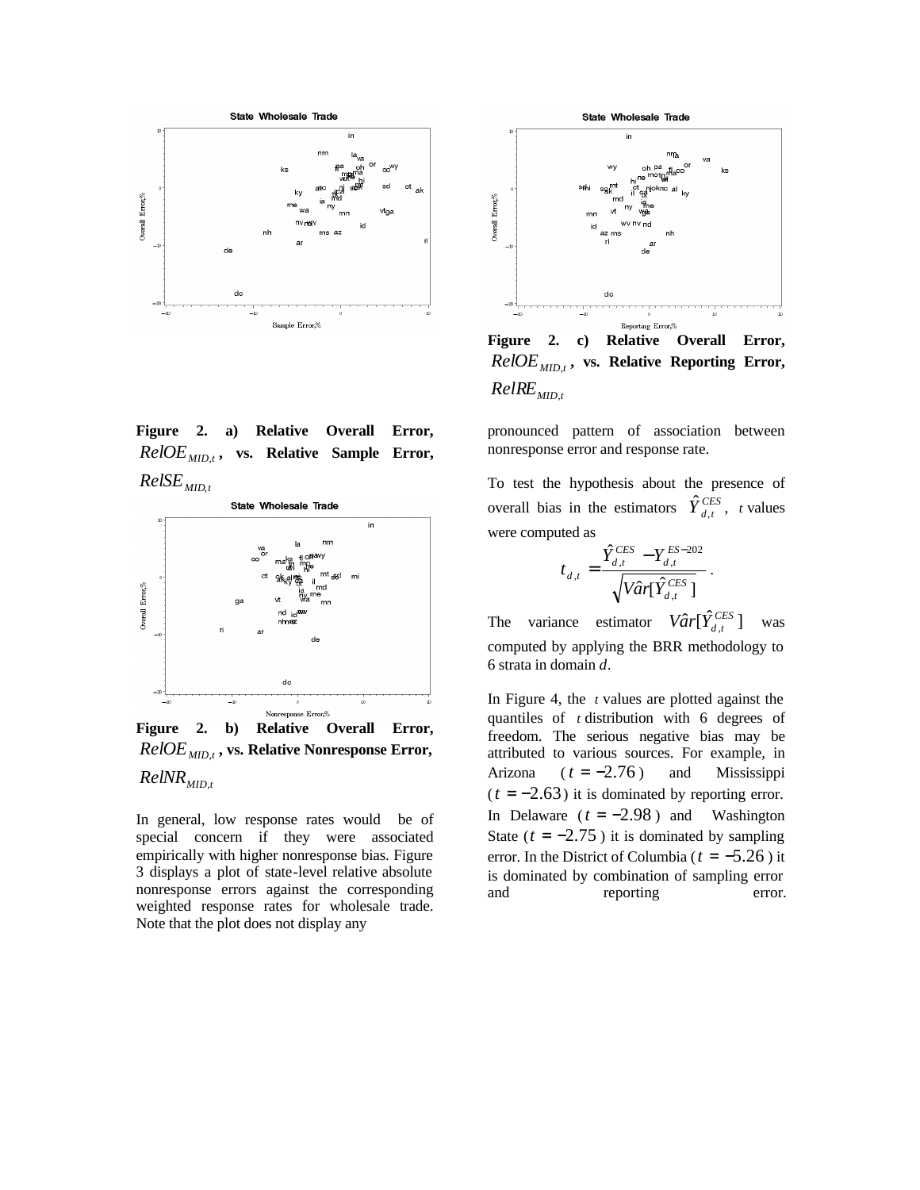Figure 2. a) Relative Overall Error, $RelOE_{MID,t}$, vs. Relative Sample Error, $RelSE_{MID,t}$

Figure 2. b) Relative Overall Error, $RelOE_{MID,t}$, vs. Relative Nonresponse Error, $RelNR_{MID,t}$

In general, low response rates would be of special concern if they were associated empirically with higher nonresponse bias. Figure 3 displays a plot of state-level relative absolute nonresponse errors against the corresponding weighted response rates for wholesale trade. Note that the plot does not display any pronounced pattern of association between nonresponse error and response rate.

Figure 2. c) Relative Overall Error, $RelOE_{MID,t}$, vs. Relative Reporting Error, $RelRE_{MID,t}$

To test the hypothesis about the presence of overall bias in the estimators $\hat{Y}^{CES}_{d,t}$, $t$ values were computed as

$$t_{d,t} = \frac{\hat{Y}^{CES}_{d,t} - Y^{ES-202}_{d,t}}{\sqrt{\hat{Var}[\hat{Y}^{CES}_{d,t}]}} .$$

The variance estimator $\hat{Var}[\hat{Y}^{CES}_{d,t}]$ was computed by applying the BRR methodology to 6 strata in domain $d$.

In Figure 4, the $t$ values are plotted against the quantiles of $t$ distribution with 6 degrees of freedom. The serious negative bias may be attributed to various sources. For example, in Arizona ($t = -2.76$) and Mississippi ($t = -2.63$) it is dominated by reporting error. In Delaware ($t = -2.98$) and Washington State ($t = -2.75$) it is dominated by sampling error. In the District of Columbia ($t = -5.26$) it is dominated by combination of sampling error and reporting error.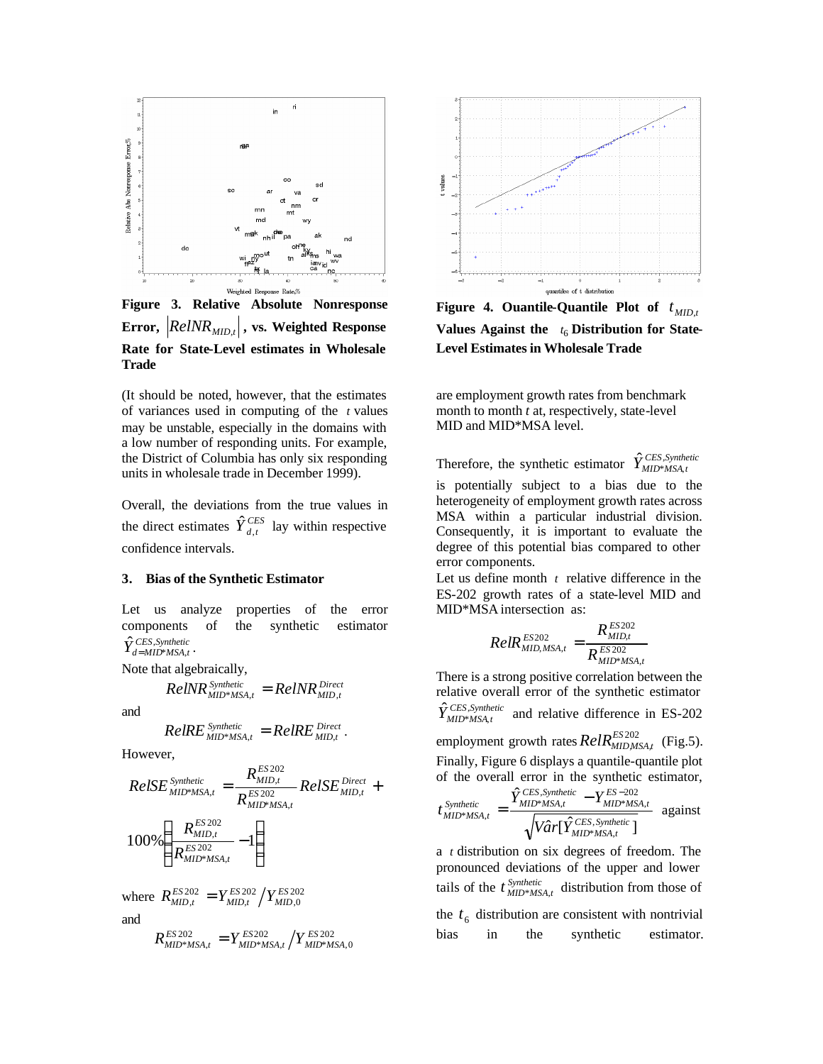**Figure 3. Relative Absolute Nonresponse Error, $|RelNR_{MID,t}|$, vs. Weighted Response Rate for State-Level estimates in Wholesale Trade**

(It should be noted, however, that the estimates of variances used in computing of the $t$ values may be unstable, especially in the domains with a low number of responding units. For example, the District of Columbia has only six responding units in wholesale trade in December 1999).

Overall, the deviations from the true values in the direct estimates $\hat{Y}^{CES}_{d,t}$ lay within respective confidence intervals.

## 3. Bias of the Synthetic Estimator

Let us analyze properties of the error components of the synthetic estimator $\hat{Y}^{CES,Synthetic}_{d=MID*MSA,t}$.

Note that algebraically,

$$RelNR^{Synthetic}_{MID*MSA,t} = RelNR^{Direct}_{MID,t}$$

and

$$RelRE^{Synthetic}_{MID*MSA,t} = RelRE^{Direct}_{MID,t}.$$

However,

$$RelSE^{Synthetic}_{MID*MSA,t} = \frac{R^{ES202}_{MID,t}}{R^{ES202}_{MID*MSA,t}} RelSE^{Direct}_{MID,t} + 100\% \left( \frac{R^{ES202}_{MID,t}}{R^{ES202}_{MID*MSA,t}} - 1 \right)$$

where $R^{ES202}_{MID,t} = Y^{ES202}_{MID,t} / Y^{ES202}_{MID,0}$

and

$$R^{ES202}_{MID*MSA,t} = Y^{ES202}_{MID*MSA,t} / Y^{ES202}_{MID*MSA,0}$$

**Figure 4. Ouantile-Quantile Plot of $t_{MID,t}$ Values Against the $t_6$ Distribution for State-Level Estimates in Wholesale Trade**

are employment growth rates from benchmark month to month $t$ at, respectively, state-level MID and MID*MSA level.

Therefore, the synthetic estimator $\hat{Y}^{CES,Synthetic}_{MID*MSA,t}$ is potentially subject to a bias due to the heterogeneity of employment growth rates across MSA within a particular industrial division. Consequently, it is important to evaluate the degree of this potential bias compared to other error components.

Let us define month $t$ relative difference in the ES-202 growth rates of a state-level MID and MID*MSA intersection as:

$$RelR^{ES202}_{MID,MSA,t} = \frac{R^{ES202}_{MID,t}}{R^{ES202}_{MID*MSA,t}}$$

There is a strong positive correlation between the relative overall error of the synthetic estimator $\hat{Y}^{CES,Synthetic}_{MID*MSA,t}$ and relative difference in ES-202 employment growth rates $RelR^{ES202}_{MID,MSA,t}$ (Fig.5).

Finally, Figure 6 displays a quantile-quantile plot of the overall error in the synthetic estimator,

$$t^{Synthetic}_{MID*MSA,t} = \frac{\hat{Y}^{CES,Synthetic}_{MID*MSA,t} - Y^{ES-202}_{MID*MSA,t}}{\sqrt{V\hat{a}r[\hat{Y}^{CES,Synthetic}_{MID*MSA,t}]}}$$ against

a $t$ distribution on six degrees of freedom. The pronounced deviations of the upper and lower tails of the $t^{Synthetic}_{MID*MSA,t}$ distribution from those of the $t_6$ distribution are consistent with nontrivial bias in the synthetic estimator.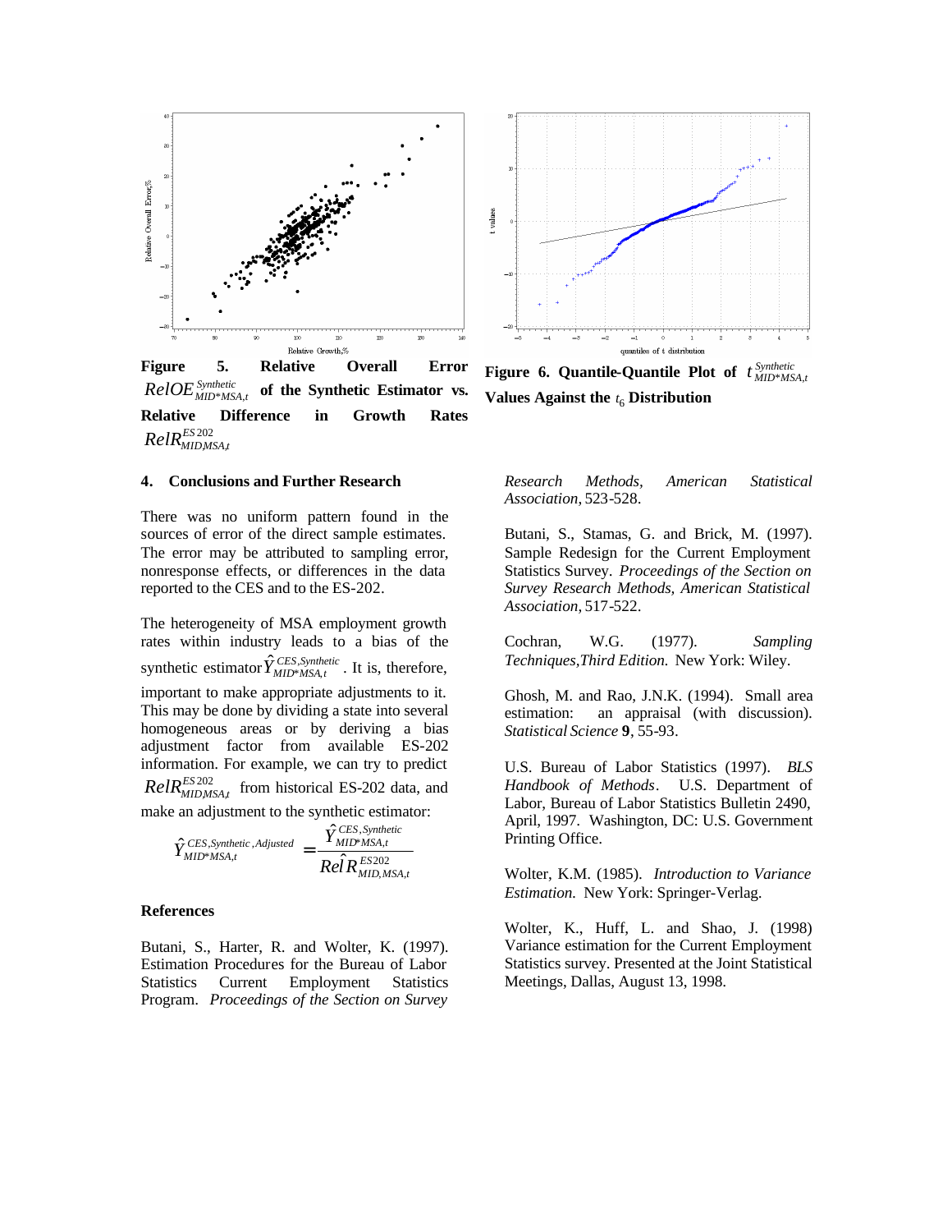Relative Overall Error,%

Relative Growth,%

**Figure 5. Relative Overall Error $RelOE_{MID*MSA,t}^{Synthetic}$ of the Synthetic Estimator vs. Relative Difference in Growth Rates $RelR_{MID,MSA,t}^{ES202}$**

t values

quantiles of t distribution

**Figure 6. Quantile-Quantile Plot of $t_{MID*MSA,t}^{Synthetic}$ Values Against the $t_6$ Distribution**

## 4. Conclusions and Further Research

There was no uniform pattern found in the sources of error of the direct sample estimates. The error may be attributed to sampling error, nonresponse effects, or differences in the data reported to the CES and to the ES-202.

The heterogeneity of MSA employment growth rates within industry leads to a bias of the synthetic estimator $\hat{Y}_{MID*MSA,t}^{CES,Synthetic}$. It is, therefore, important to make appropriate adjustments to it. This may be done by dividing a state into several homogeneous areas or by deriving a bias adjustment factor from available ES-202 information. For example, we can try to predict $RelR_{MID,MSA,t}^{ES202}$ from historical ES-202 data, and make an adjustment to the synthetic estimator:

$$\hat{Y}_{MID*MSA,t}^{CES,Synthetic,Adjusted} = \frac{\hat{Y}_{MID*MSA,t}^{CES,Synthetic}}{Rel\hat{R}_{MID,MSA,t}^{ES202}}$$

### References

Butani, S., Harter, R. and Wolter, K. (1997). Estimation Procedures for the Bureau of Labor Statistics Current Employment Statistics Program. *Proceedings of the Section on Survey Research Methods, American Statistical Association*, 523-528.

Butani, S., Stamas, G. and Brick, M. (1997). Sample Redesign for the Current Employment Statistics Survey. *Proceedings of the Section on Survey Research Methods, American Statistical Association*, 517-522.

Cochran, W.G. (1977). *Sampling Techniques,Third Edition.* New York: Wiley.

Ghosh, M. and Rao, J.N.K. (1994). Small area estimation: an appraisal (with discussion). *Statistical Science* **9**, 55-93.

U.S. Bureau of Labor Statistics (1997). *BLS Handbook of Methods*. U.S. Department of Labor, Bureau of Labor Statistics Bulletin 2490, April, 1997. Washington, DC: U.S. Government Printing Office.

Wolter, K.M. (1985). *Introduction to Variance Estimation.* New York: Springer-Verlag.

Wolter, K., Huff, L. and Shao, J. (1998) Variance estimation for the Current Employment Statistics survey. Presented at the Joint Statistical Meetings, Dallas, August 13, 1998.